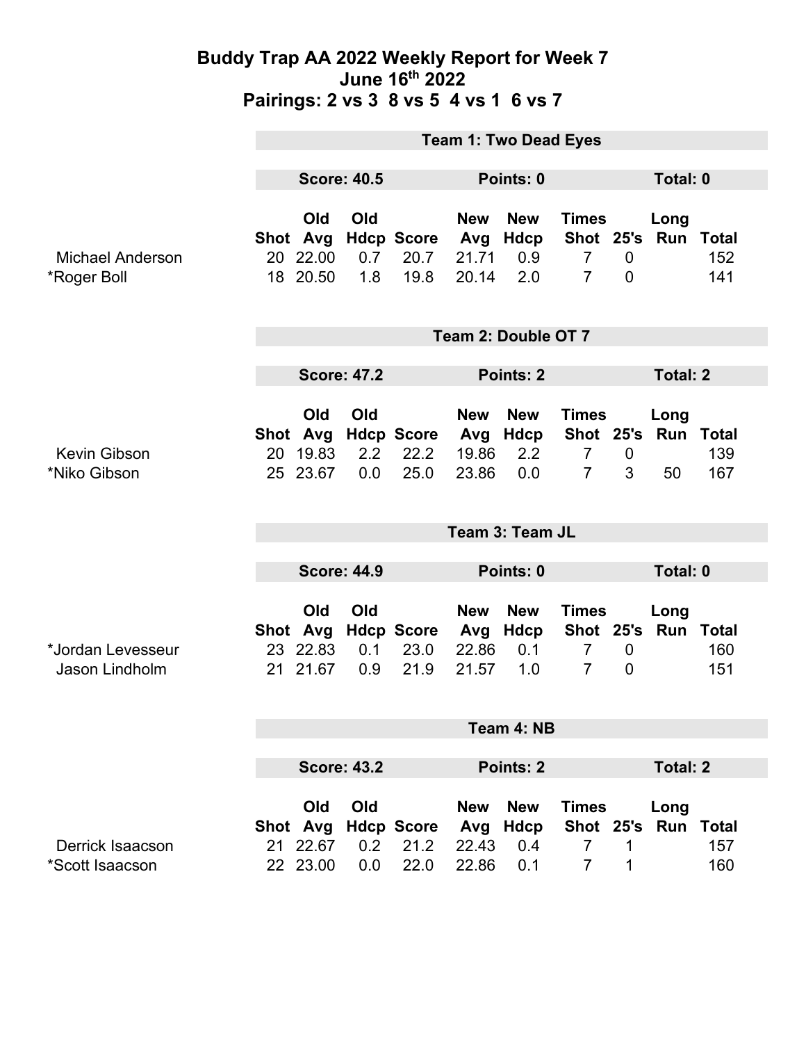# Buddy Trap AA 2022 Weekly Report for Week 7

## June 16th 2022

## Pairings: 2 vs 3 8 vs 5 4 vs 1 6 vs 7

### Team 1: Two Dead Eyes

**Score: 40.5** | **Points: 0** | **Total: 0**

| | Shot | Old Avg | Old Hdcp | Score | New Avg | New Hdcp | Times Shot | 25's | Long Run | Total |
|---|---|---|---|---|---|---|---|---|---|---|
| Michael Anderson | 20 | 22.00 | 0.7 | 20.7 | 21.71 | 0.9 | 7 | 0 | | 152 |
| *Roger Boll | 18 | 20.50 | 1.8 | 19.8 | 20.14 | 2.0 | 7 | 0 | | 141 |

### Team 2: Double OT 7

**Score: 47.2** | **Points: 2** | **Total: 2**

| | Shot | Old Avg | Old Hdcp | Score | New Avg | New Hdcp | Times Shot | 25's | Long Run | Total |
|---|---|---|---|---|---|---|---|---|---|---|
| Kevin Gibson | 20 | 19.83 | 2.2 | 22.2 | 19.86 | 2.2 | 7 | 0 | | 139 |
| *Niko Gibson | 25 | 23.67 | 0.0 | 25.0 | 23.86 | 0.0 | 7 | 3 | 50 | 167 |

### Team 3: Team JL

**Score: 44.9** | **Points: 0** | **Total: 0**

| | Shot | Old Avg | Old Hdcp | Score | New Avg | New Hdcp | Times Shot | 25's | Long Run | Total |
|---|---|---|---|---|---|---|---|---|---|---|
| *Jordan Levesseur | 23 | 22.83 | 0.1 | 23.0 | 22.86 | 0.1 | 7 | 0 | | 160 |
| Jason Lindholm | 21 | 21.67 | 0.9 | 21.9 | 21.57 | 1.0 | 7 | 0 | | 151 |

### Team 4: NB

**Score: 43.2** | **Points: 2** | **Total: 2**

| | Shot | Old Avg | Old Hdcp | Score | New Avg | New Hdcp | Times Shot | 25's | Long Run | Total |
|---|---|---|---|---|---|---|---|---|---|---|
| Derrick Isaacson | 21 | 22.67 | 0.2 | 21.2 | 22.43 | 0.4 | 7 | 1 | | 157 |
| *Scott Isaacson | 22 | 23.00 | 0.0 | 22.0 | 22.86 | 0.1 | 7 | 1 | | 160 |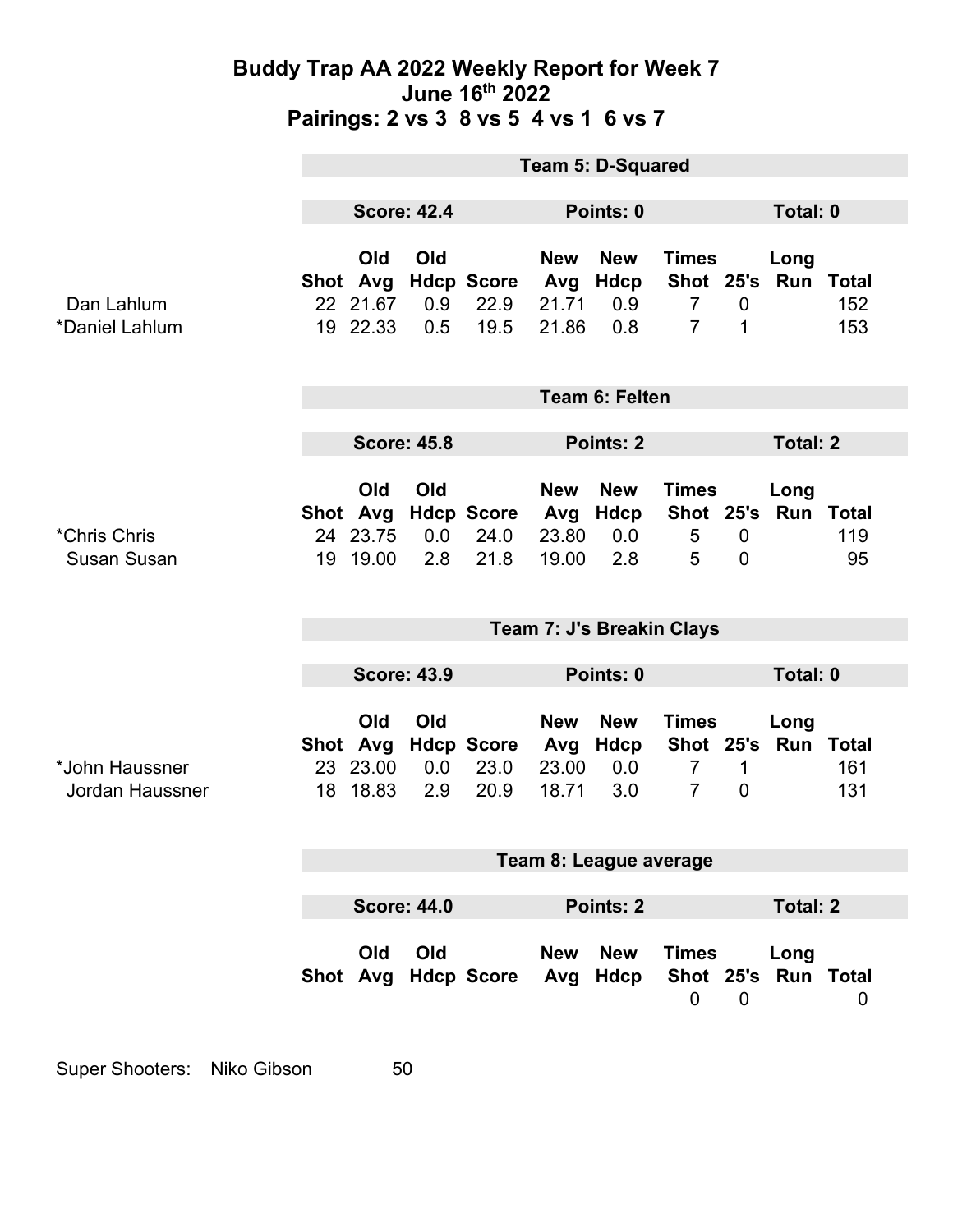# Buddy Trap AA 2022 Weekly Report for Week 7

## June 16th 2022

## Pairings: 2 vs 3 8 vs 5 4 vs 1 6 vs 7

### Team 5: D-Squared

**Score: 42.4** | **Points: 0** | **Total: 0**

| | Shot | Old Avg | Old Hdcp | Score | New Avg | New Hdcp | Times Shot | 25's | Long Run | Total |
|---|---|---|---|---|---|---|---|---|---|---|
| Dan Lahlum | 22 | 21.67 | 0.9 | 22.9 | 21.71 | 0.9 | 7 | 0 | | 152 |
| *Daniel Lahlum | 19 | 22.33 | 0.5 | 19.5 | 21.86 | 0.8 | 7 | 1 | | 153 |

### Team 6: Felten

**Score: 45.8** | **Points: 2** | **Total: 2**

| | Shot | Old Avg | Old Hdcp | Score | New Avg | New Hdcp | Times Shot | 25's | Long Run | Total |
|---|---|---|---|---|---|---|---|---|---|---|
| *Chris Chris | 24 | 23.75 | 0.0 | 24.0 | 23.80 | 0.0 | 5 | 0 | | 119 |
| Susan Susan | 19 | 19.00 | 2.8 | 21.8 | 19.00 | 2.8 | 5 | 0 | | 95 |

### Team 7: J's Breakin Clays

**Score: 43.9** | **Points: 0** | **Total: 0**

| | Shot | Old Avg | Old Hdcp | Score | New Avg | New Hdcp | Times Shot | 25's | Long Run | Total |
|---|---|---|---|---|---|---|---|---|---|---|
| *John Haussner | 23 | 23.00 | 0.0 | 23.0 | 23.00 | 0.0 | 7 | 1 | | 161 |
| Jordan Haussner | 18 | 18.83 | 2.9 | 20.9 | 18.71 | 3.0 | 7 | 0 | | 131 |

### Team 8: League average

**Score: 44.0** | **Points: 2** | **Total: 2**

| | Shot | Old Avg | Old Hdcp | Score | New Avg | New Hdcp | Times Shot | 25's | Long Run | Total |
|---|---|---|---|---|---|---|---|---|---|---|
| | | | | | | | 0 | 0 | | 0 |

Super Shooters: Niko Gibson 50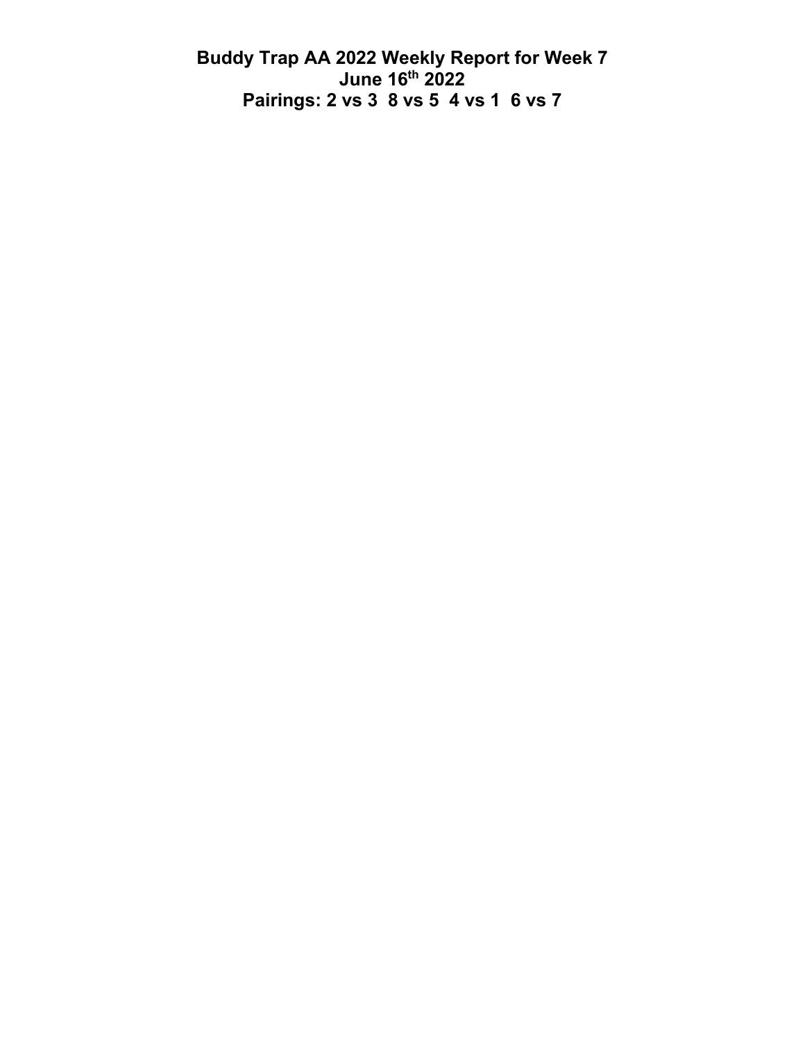# Buddy Trap AA 2022 Weekly Report for Week 7
# June 16th 2022
# Pairings: 2 vs 3  8 vs 5  4 vs 1  6 vs 7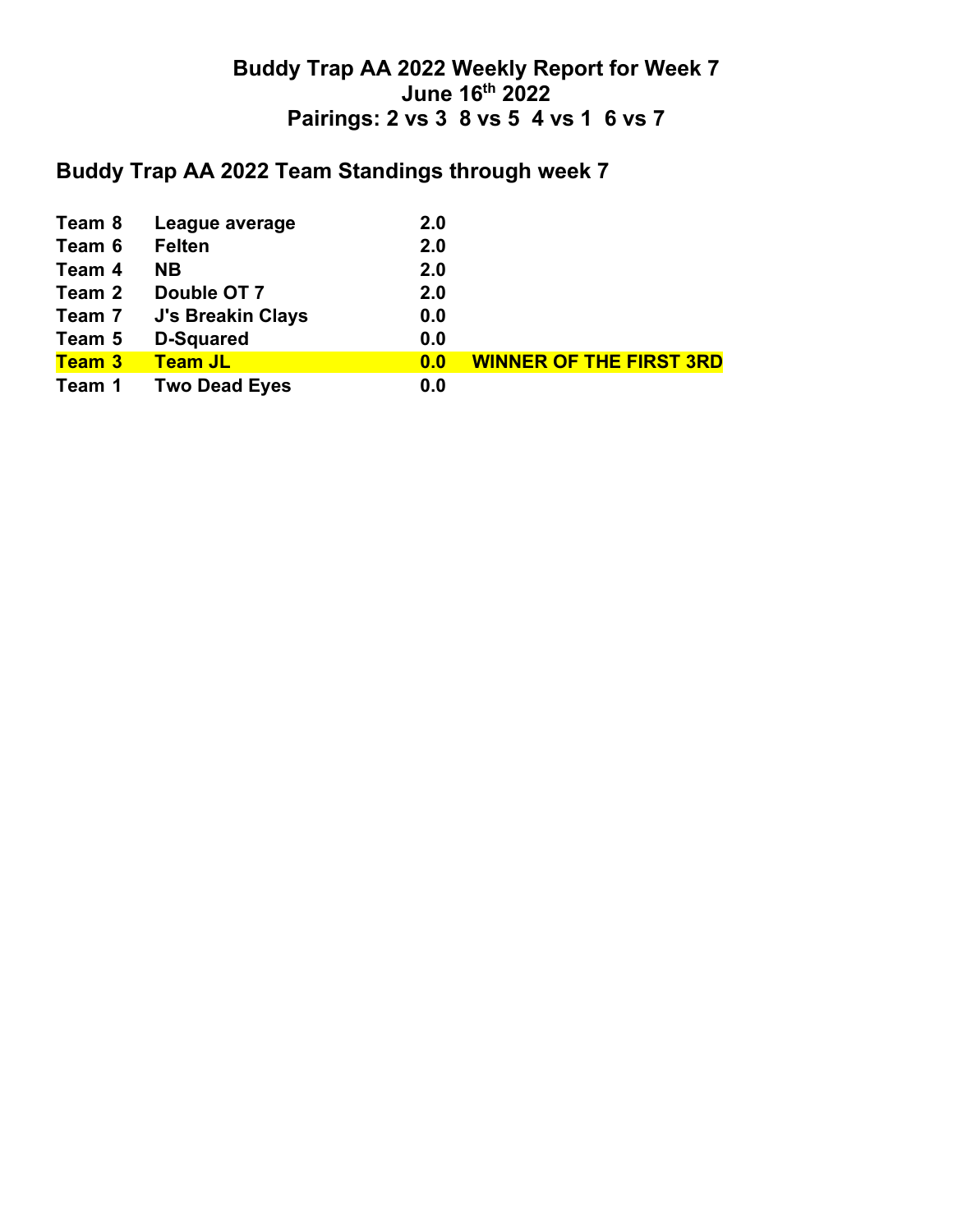# Buddy Trap AA 2022 Weekly Report for Week 7
## June 16th 2022
## Pairings: 2 vs 3  8 vs 5  4 vs 1  6 vs 7

## Buddy Trap AA 2022 Team Standings through week 7

| | | | |
|---|---|---|---|
| **Team 8** | **League average** | **2.0** | |
| **Team 6** | **Felten** | **2.0** | |
| **Team 4** | **NB** | **2.0** | |
| **Team 2** | **Double OT 7** | **2.0** | |
| **Team 7** | **J's Breakin Clays** | **0.0** | |
| **Team 5** | **D-Squared** | **0.0** | |
| **Team 3** | **Team JL** | **0.0** | **WINNER OF THE FIRST 3RD** |
| **Team 1** | **Two Dead Eyes** | **0.0** | |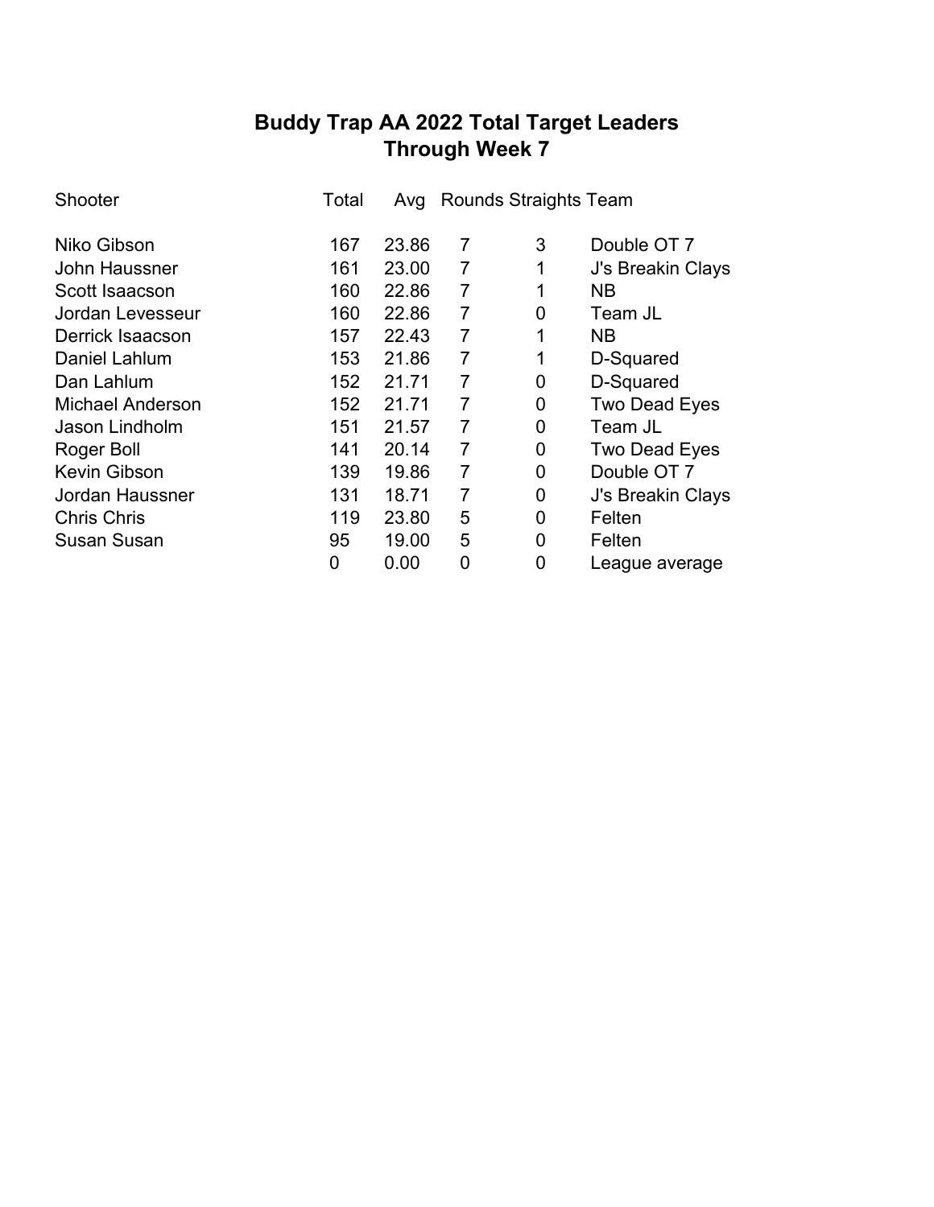# Buddy Trap AA 2022 Total Target Leaders
## Through Week 7

| Shooter | Total | Avg | Rounds | Straights | Team |
|---|---|---|---|---|---|
| Niko Gibson | 167 | 23.86 | 7 | 3 | Double OT 7 |
| John Haussner | 161 | 23.00 | 7 | 1 | J's Breakin Clays |
| Scott Isaacson | 160 | 22.86 | 7 | 1 | NB |
| Jordan Levesseur | 160 | 22.86 | 7 | 0 | Team JL |
| Derrick Isaacson | 157 | 22.43 | 7 | 1 | NB |
| Daniel Lahlum | 153 | 21.86 | 7 | 1 | D-Squared |
| Dan Lahlum | 152 | 21.71 | 7 | 0 | D-Squared |
| Michael Anderson | 152 | 21.71 | 7 | 0 | Two Dead Eyes |
| Jason Lindholm | 151 | 21.57 | 7 | 0 | Team JL |
| Roger Boll | 141 | 20.14 | 7 | 0 | Two Dead Eyes |
| Kevin Gibson | 139 | 19.86 | 7 | 0 | Double OT 7 |
| Jordan Haussner | 131 | 18.71 | 7 | 0 | J's Breakin Clays |
| Chris Chris | 119 | 23.80 | 5 | 0 | Felten |
| Susan Susan | 95 | 19.00 | 5 | 0 | Felten |
| | 0 | 0.00 | 0 | 0 | League average |